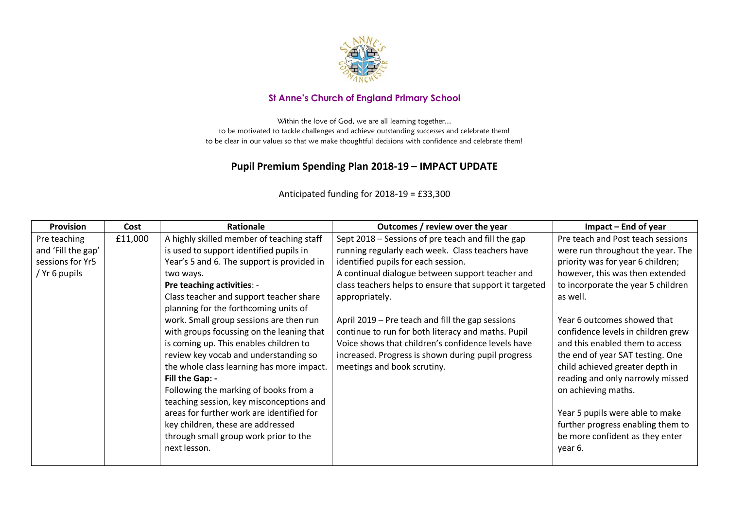## St Anne's Church of England Primary School

Within the love of God, we are all learning together...
to be motivated to tackle challenges and achieve outstanding successes and celebrate them!
to be clear in our values so that we make thoughtful decisions with confidence and celebrate them!

# Pupil Premium Spending Plan 2018-19 – IMPACT UPDATE

Anticipated funding for 2018-19 = £33,300

| Provision | Cost | Rationale | Outcomes / review over the year | Impact – End of year |
|---|---|---|---|---|
| Pre teaching and 'Fill the gap' sessions for Yr5 / Yr 6 pupils | £11,000 | A highly skilled member of teaching staff is used to support identified pupils in Year's 5 and 6. The support is provided in two ways.<br>**Pre teaching activities**: -<br>Class teacher and support teacher share planning for the forthcoming units of work. Small group sessions are then run with groups focussing on the leaning that is coming up. This enables children to review key vocab and understanding so the whole class learning has more impact.<br>**Fill the Gap: -**<br>Following the marking of books from a teaching session, key misconceptions and areas for further work are identified for key children, these are addressed through small group work prior to the next lesson. | Sept 2018 – Sessions of pre teach and fill the gap running regularly each week. Class teachers have identified pupils for each session.<br>A continual dialogue between support teacher and class teachers helps to ensure that support it targeted appropriately.<br><br>April 2019 – Pre teach and fill the gap sessions continue to run for both literacy and maths. Pupil Voice shows that children's confidence levels have increased. Progress is shown during pupil progress meetings and book scrutiny. | Pre teach and Post teach sessions were run throughout the year. The priority was for year 6 children; however, this was then extended to incorporate the year 5 children as well.<br><br>Year 6 outcomes showed that confidence levels in children grew and this enabled them to access the end of year SAT testing. One child achieved greater depth in reading and only narrowly missed on achieving maths.<br><br>Year 5 pupils were able to make further progress enabling them to be more confident as they enter year 6. |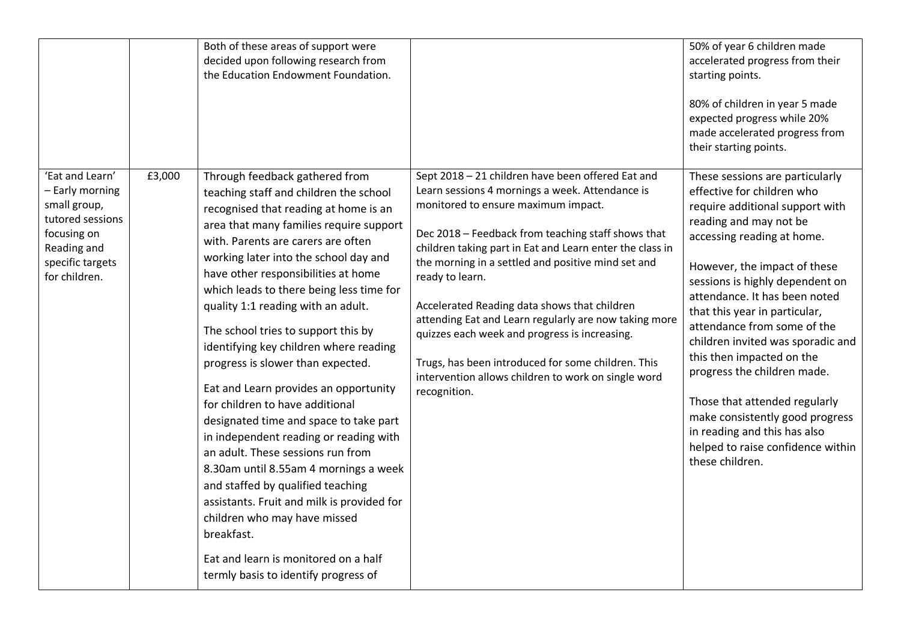| | | | | |
|---|---|---|---|---|
| | | Both of these areas of support were decided upon following research from the Education Endowment Foundation. | | 50% of year 6 children made accelerated progress from their starting points.<br><br>80% of children in year 5 made expected progress while 20% made accelerated progress from their starting points. |
| 'Eat and Learn' – Early morning small group, tutored sessions focusing on Reading and specific targets for children. | £3,000 | Through feedback gathered from teaching staff and children the school recognised that reading at home is an area that many families require support with. Parents are carers are often working later into the school day and have other responsibilities at home which leads to there being less time for quality 1:1 reading with an adult.<br><br>The school tries to support this by identifying key children where reading progress is slower than expected.<br><br>Eat and Learn provides an opportunity for children to have additional designated time and space to take part in independent reading or reading with an adult. These sessions run from 8.30am until 8.55am 4 mornings a week and staffed by qualified teaching assistants. Fruit and milk is provided for children who may have missed breakfast.<br><br>Eat and learn is monitored on a half termly basis to identify progress of | Sept 2018 – 21 children have been offered Eat and Learn sessions 4 mornings a week. Attendance is monitored to ensure maximum impact.<br><br>Dec 2018 – Feedback from teaching staff shows that children taking part in Eat and Learn enter the class in the morning in a settled and positive mind set and ready to learn.<br><br>Accelerated Reading data shows that children attending Eat and Learn regularly are now taking more quizzes each week and progress is increasing.<br><br>Trugs, has been introduced for some children. This intervention allows children to work on single word recognition. | These sessions are particularly effective for children who require additional support with reading and may not be accessing reading at home.<br><br>However, the impact of these sessions is highly dependent on attendance. It has been noted that this year in particular, attendance from some of the children invited was sporadic and this then impacted on the progress the children made.<br><br>Those that attended regularly make consistently good progress in reading and this has also helped to raise confidence within these children. |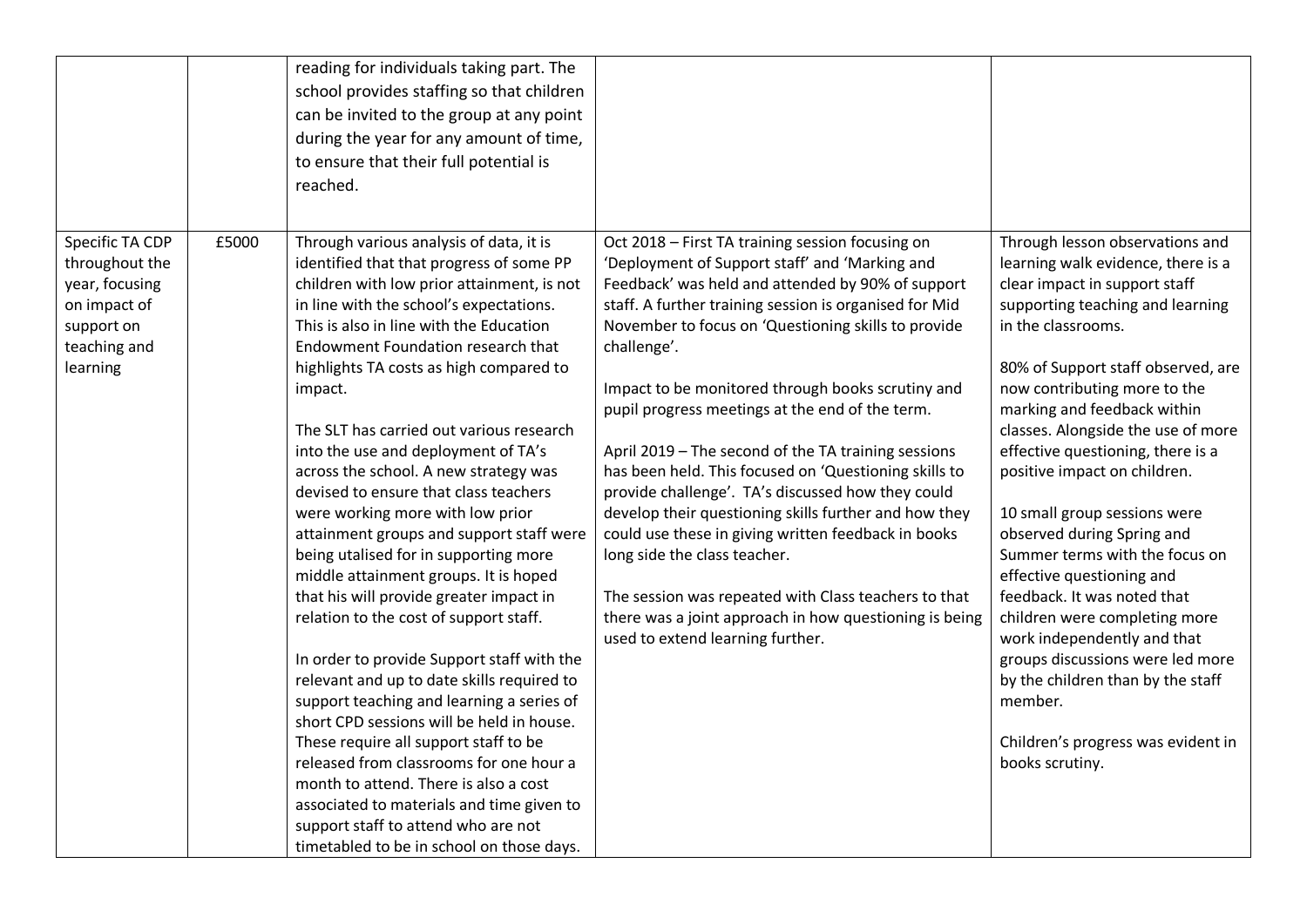| | | | | |
|---|---|---|---|---|
| | | reading for individuals taking part. The school provides staffing so that children can be invited to the group at any point during the year for any amount of time, to ensure that their full potential is reached. | | |
| Specific TA CDP throughout the year, focusing on impact of support on teaching and learning | £5000 | Through various analysis of data, it is identified that that progress of some PP children with low prior attainment, is not in line with the school's expectations. This is also in line with the Education Endowment Foundation research that highlights TA costs as high compared to impact.<br><br>The SLT has carried out various research into the use and deployment of TA's across the school. A new strategy was devised to ensure that class teachers were working more with low prior attainment groups and support staff were being utalised for in supporting more middle attainment groups. It is hoped that his will provide greater impact in relation to the cost of support staff.<br><br>In order to provide Support staff with the relevant and up to date skills required to support teaching and learning a series of short CPD sessions will be held in house. These require all support staff to be released from classrooms for one hour a month to attend. There is also a cost associated to materials and time given to support staff to attend who are not timetabled to be in school on those days. | Oct 2018 – First TA training session focusing on 'Deployment of Support staff' and 'Marking and Feedback' was held and attended by 90% of support staff. A further training session is organised for Mid November to focus on 'Questioning skills to provide challenge'.<br><br>Impact to be monitored through books scrutiny and pupil progress meetings at the end of the term.<br><br>April 2019 – The second of the TA training sessions has been held. This focused on 'Questioning skills to provide challenge'. TA's discussed how they could develop their questioning skills further and how they could use these in giving written feedback in books long side the class teacher.<br><br>The session was repeated with Class teachers to that there was a joint approach in how questioning is being used to extend learning further. | Through lesson observations and learning walk evidence, there is a clear impact in support staff supporting teaching and learning in the classrooms.<br><br>80% of Support staff observed, are now contributing more to the marking and feedback within classes. Alongside the use of more effective questioning, there is a positive impact on children.<br><br>10 small group sessions were observed during Spring and Summer terms with the focus on effective questioning and feedback. It was noted that children were completing more work independently and that groups discussions were led more by the children than by the staff member.<br><br>Children's progress was evident in books scrutiny. |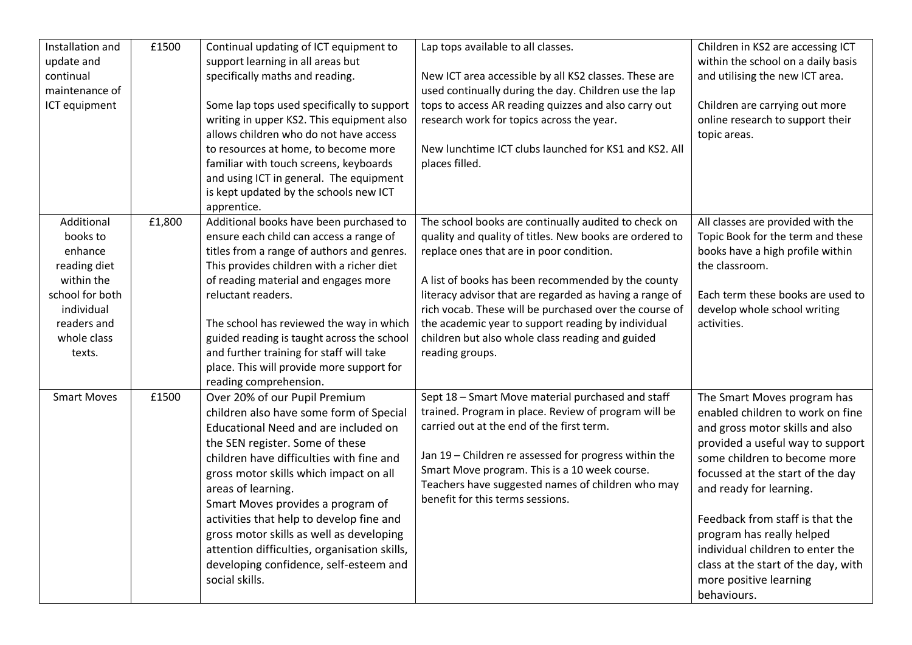| | | | | |
|---|---|---|---|---|
| Installation and update and continual maintenance of ICT equipment | £1500 | Continual updating of ICT equipment to support learning in all areas but specifically maths and reading.<br><br>Some lap tops used specifically to support writing in upper KS2. This equipment also allows children who do not have access to resources at home, to become more familiar with touch screens, keyboards and using ICT in general. The equipment is kept updated by the schools new ICT apprentice. | Lap tops available to all classes.<br><br>New ICT area accessible by all KS2 classes. These are used continually during the day. Children use the lap tops to access AR reading quizzes and also carry out research work for topics across the year.<br><br>New lunchtime ICT clubs launched for KS1 and KS2. All places filled. | Children in KS2 are accessing ICT within the school on a daily basis and utilising the new ICT area.<br><br>Children are carrying out more online research to support their topic areas. |
| Additional books to enhance reading diet within the school for both individual readers and whole class texts. | £1,800 | Additional books have been purchased to ensure each child can access a range of titles from a range of authors and genres. This provides children with a richer diet of reading material and engages more reluctant readers.<br><br>The school has reviewed the way in which guided reading is taught across the school and further training for staff will take place. This will provide more support for reading comprehension. | The school books are continually audited to check on quality and quality of titles. New books are ordered to replace ones that are in poor condition.<br><br>A list of books has been recommended by the county literacy advisor that are regarded as having a range of rich vocab. These will be purchased over the course of the academic year to support reading by individual children but also whole class reading and guided reading groups. | All classes are provided with the Topic Book for the term and these books have a high profile within the classroom.<br><br>Each term these books are used to develop whole school writing activities. |
| Smart Moves | £1500 | Over 20% of our Pupil Premium children also have some form of Special Educational Need and are included on the SEN register. Some of these children have difficulties with fine and gross motor skills which impact on all areas of learning.<br>Smart Moves provides a program of activities that help to develop fine and gross motor skills as well as developing attention difficulties, organisation skills, developing confidence, self-esteem and social skills. | Sept 18 – Smart Move material purchased and staff trained. Program in place. Review of program will be carried out at the end of the first term.<br><br>Jan 19 – Children re assessed for progress within the Smart Move program. This is a 10 week course. Teachers have suggested names of children who may benefit for this terms sessions. | The Smart Moves program has enabled children to work on fine and gross motor skills and also provided a useful way to support some children to become more focussed at the start of the day and ready for learning.<br><br>Feedback from staff is that the program has really helped individual children to enter the class at the start of the day, with more positive learning behaviours. |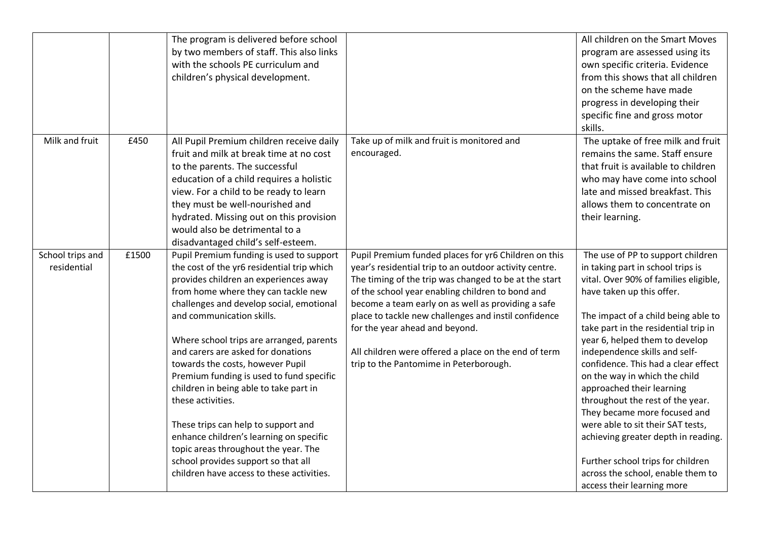|  |  |  |  |  |
|---|---|---|---|---|
|  |  | The program is delivered before school by two members of staff. This also links with the schools PE curriculum and children's physical development. |  | All children on the Smart Moves program are assessed using its own specific criteria. Evidence from this shows that all children on the scheme have made progress in developing their specific fine and gross motor skills. |
| Milk and fruit | £450 | All Pupil Premium children receive daily fruit and milk at break time at no cost to the parents. The successful education of a child requires a holistic view. For a child to be ready to learn they must be well-nourished and hydrated. Missing out on this provision would also be detrimental to a disadvantaged child's self-esteem. | Take up of milk and fruit is monitored and encouraged. | The uptake of free milk and fruit remains the same. Staff ensure that fruit is available to children who may have come into school late and missed breakfast. This allows them to concentrate on their learning. |
| School trips and residential | £1500 | Pupil Premium funding is used to support the cost of the yr6 residential trip which provides children an experiences away from home where they can tackle new challenges and develop social, emotional and communication skills.<br><br>Where school trips are arranged, parents and carers are asked for donations towards the costs, however Pupil Premium funding is used to fund specific children in being able to take part in these activities.<br><br>These trips can help to support and enhance children's learning on specific topic areas throughout the year. The school provides support so that all children have access to these activities. | Pupil Premium funded places for yr6 Children on this year's residential trip to an outdoor activity centre. The timing of the trip was changed to be at the start of the school year enabling children to bond and become a team early on as well as providing a safe place to tackle new challenges and instil confidence for the year ahead and beyond.<br><br>All children were offered a place on the end of term trip to the Pantomime in Peterborough. | The use of PP to support children in taking part in school trips is vital. Over 90% of families eligible, have taken up this offer.<br><br>The impact of a child being able to take part in the residential trip in year 6, helped them to develop independence skills and self-confidence. This had a clear effect on the way in which the child approached their learning throughout the rest of the year. They became more focused and were able to sit their SAT tests, achieving greater depth in reading.<br><br>Further school trips for children across the school, enable them to access their learning more |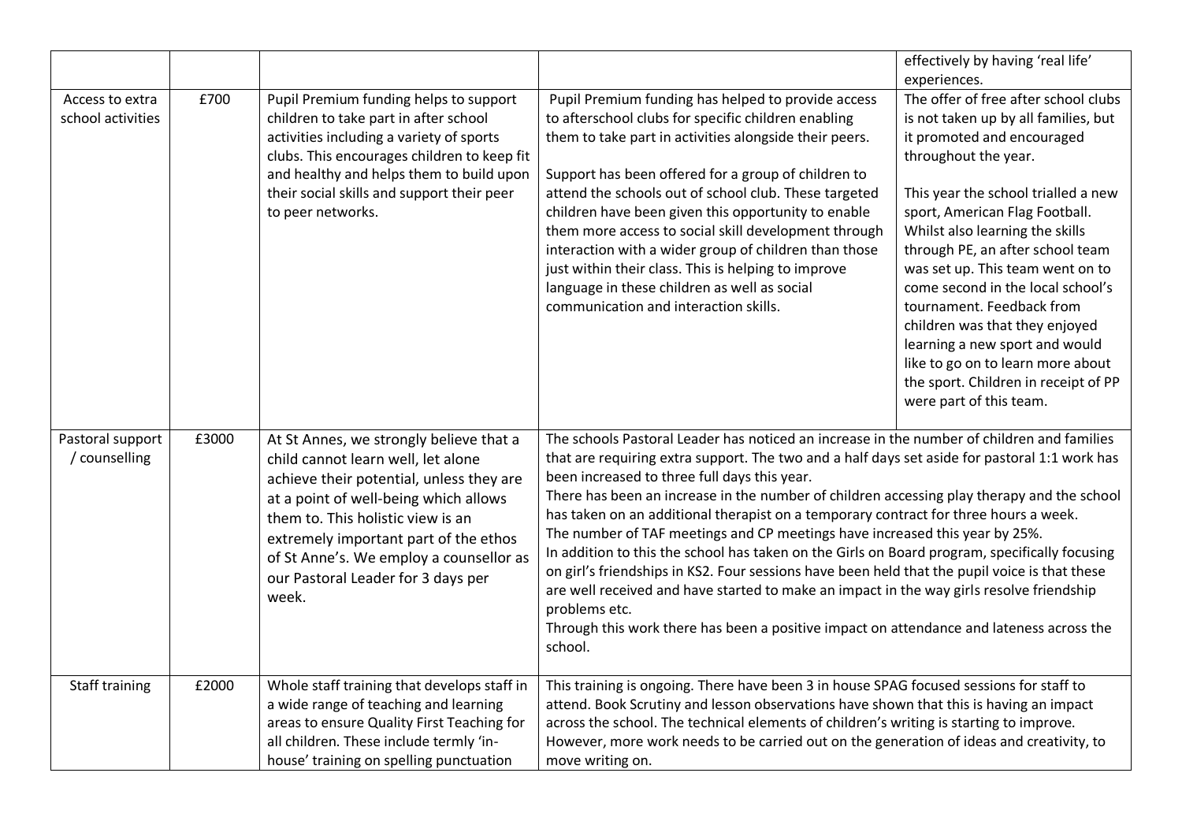| | | | | |
|---|---|---|---|---|
| | | | | effectively by having 'real life' experiences. |
| Access to extra school activities | £700 | Pupil Premium funding helps to support children to take part in after school activities including a variety of sports clubs. This encourages children to keep fit and healthy and helps them to build upon their social skills and support their peer to peer networks. | Pupil Premium funding has helped to provide access to afterschool clubs for specific children enabling them to take part in activities alongside their peers.<br><br>Support has been offered for a group of children to attend the schools out of school club. These targeted children have been given this opportunity to enable them more access to social skill development through interaction with a wider group of children than those just within their class. This is helping to improve language in these children as well as social communication and interaction skills. | The offer of free after school clubs is not taken up by all families, but it promoted and encouraged throughout the year.<br><br>This year the school trialled a new sport, American Flag Football. Whilst also learning the skills through PE, an after school team was set up. This team went on to come second in the local school's tournament. Feedback from children was that they enjoyed learning a new sport and would like to go on to learn more about the sport. Children in receipt of PP were part of this team. |
| Pastoral support / counselling | £3000 | At St Annes, we strongly believe that a child cannot learn well, let alone achieve their potential, unless they are at a point of well-being which allows them to. This holistic view is an extremely important part of the ethos of St Anne's. We employ a counsellor as our Pastoral Leader for 3 days per week. | The schools Pastoral Leader has noticed an increase in the number of children and families that are requiring extra support. The two and a half days set aside for pastoral 1:1 work has been increased to three full days this year.<br>There has been an increase in the number of children accessing play therapy and the school has taken on an additional therapist on a temporary contract for three hours a week.<br>The number of TAF meetings and CP meetings have increased this year by 25%.<br>In addition to this the school has taken on the Girls on Board program, specifically focusing on girl's friendships in KS2. Four sessions have been held that the pupil voice is that these are well received and have started to make an impact in the way girls resolve friendship problems etc.<br>Through this work there has been a positive impact on attendance and lateness across the school. | |
| Staff training | £2000 | Whole staff training that develops staff in a wide range of teaching and learning areas to ensure Quality First Teaching for all children. These include termly 'in-house' training on spelling punctuation | This training is ongoing. There have been 3 in house SPAG focused sessions for staff to attend. Book Scrutiny and lesson observations have shown that this is having an impact across the school. The technical elements of children's writing is starting to improve. However, more work needs to be carried out on the generation of ideas and creativity, to move writing on. | |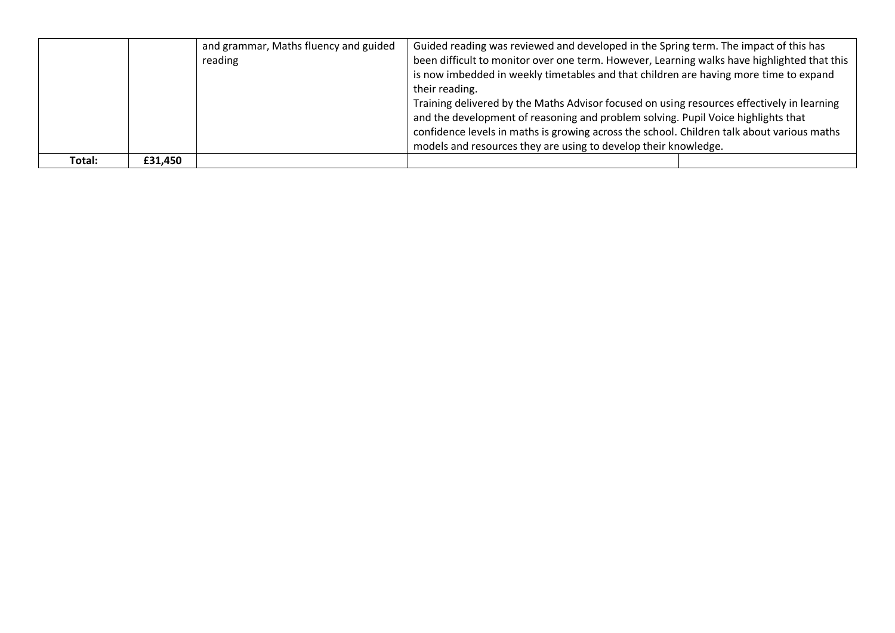| | | | | |
|---|---|---|---|---|
| | | and grammar, Maths fluency and guided reading | Guided reading was reviewed and developed in the Spring term. The impact of this has been difficult to monitor over one term. However, Learning walks have highlighted that this is now imbedded in weekly timetables and that children are having more time to expand their reading.<br>Training delivered by the Maths Advisor focused on using resources effectively in learning and the development of reasoning and problem solving. Pupil Voice highlights that confidence levels in maths is growing across the school. Children talk about various maths models and resources they are using to develop their knowledge. | |
| **Total:** | **£31,450** | | | |